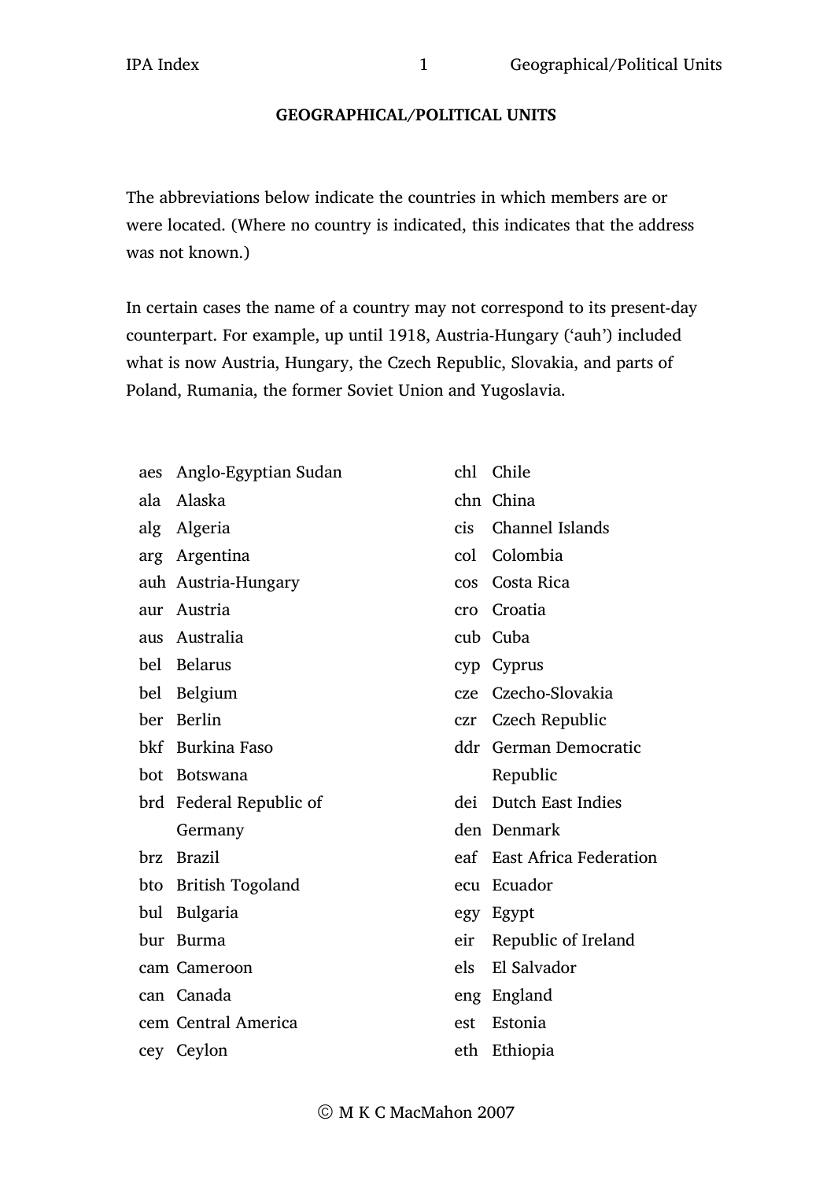## GEOGRAPHICAL/POLITICAL UNITS

The abbreviations below indicate the countries in which members are or were located. (Where no country is indicated, this indicates that the address was not known.)

In certain cases the name of a country may not correspond to its present-day counterpart. For example, up until 1918, Austria-Hungary ('auh') included what is now Austria, Hungary, the Czech Republic, Slovakia, and parts of Poland, Rumania, the former Soviet Union and Yugoslavia.

| | |
|---|---|
| aes | Anglo-Egyptian Sudan |
| ala | Alaska |
| alg | Algeria |
| arg | Argentina |
| auh | Austria-Hungary |
| aur | Austria |
| aus | Australia |
| bel | Belarus |
| bel | Belgium |
| ber | Berlin |
| bkf | Burkina Faso |
| bot | Botswana |
| brd | Federal Republic of Germany |
| brz | Brazil |
| bto | British Togoland |
| bul | Bulgaria |
| bur | Burma |
| cam | Cameroon |
| can | Canada |
| cem | Central America |
| cey | Ceylon |
| chl | Chile |
| chn | China |
| cis | Channel Islands |
| col | Colombia |
| cos | Costa Rica |
| cro | Croatia |
| cub | Cuba |
| cyp | Cyprus |
| cze | Czecho-Slovakia |
| czr | Czech Republic |
| ddr | German Democratic Republic |
| dei | Dutch East Indies |
| den | Denmark |
| eaf | East Africa Federation |
| ecu | Ecuador |
| egy | Egypt |
| eir | Republic of Ireland |
| els | El Salvador |
| eng | England |
| est | Estonia |
| eth | Ethiopia |

© M K C MacMahon 2007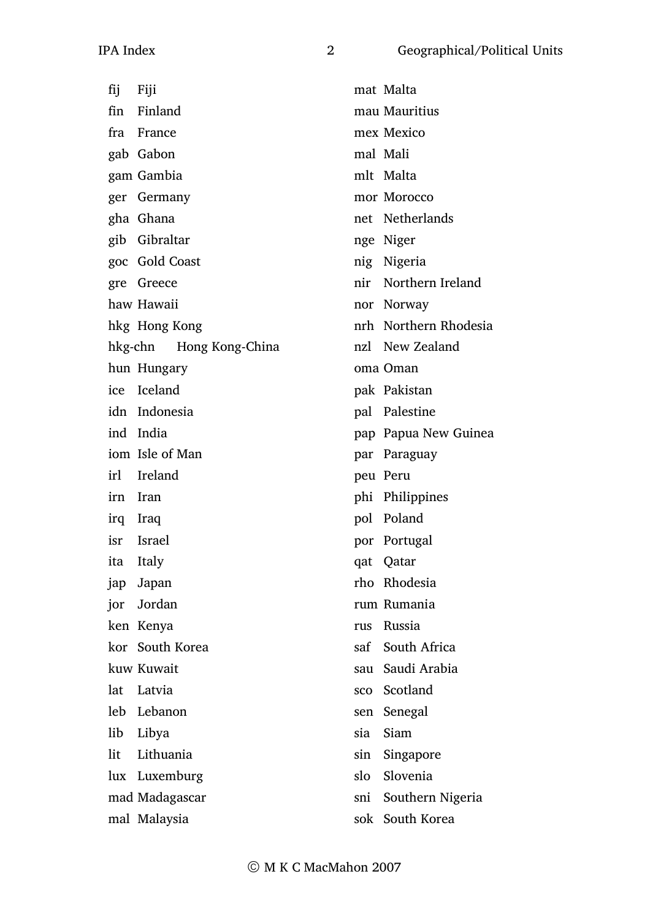fij Fiji
fin Finland
fra France
gab Gabon
gam Gambia
ger Germany
gha Ghana
gib Gibraltar
goc Gold Coast
gre Greece
haw Hawaii
hkg Hong Kong
hkg-chn Hong Kong-China
hun Hungary
ice Iceland
idn Indonesia
ind India
iom Isle of Man
irl Ireland
irn Iran
irq Iraq
isr Israel
ita Italy
jap Japan
jor Jordan
ken Kenya
kor South Korea
kuw Kuwait
lat Latvia
leb Lebanon
lib Libya
lit Lithuania
lux Luxemburg
mad Madagascar
mal Malaysia
mat Malta
mau Mauritius
mex Mexico
mal Mali
mlt Malta
mor Morocco
net Netherlands
nge Niger
nig Nigeria
nir Northern Ireland
nor Norway
nrh Northern Rhodesia
nzl New Zealand
oma Oman
pak Pakistan
pal Palestine
pap Papua New Guinea
par Paraguay
peu Peru
phi Philippines
pol Poland
por Portugal
qat Qatar
rho Rhodesia
rum Rumania
rus Russia
saf South Africa
sau Saudi Arabia
sco Scotland
sen Senegal
sia Siam
sin Singapore
slo Slovenia
sni Southern Nigeria
sok South Korea

© M K C MacMahon 2007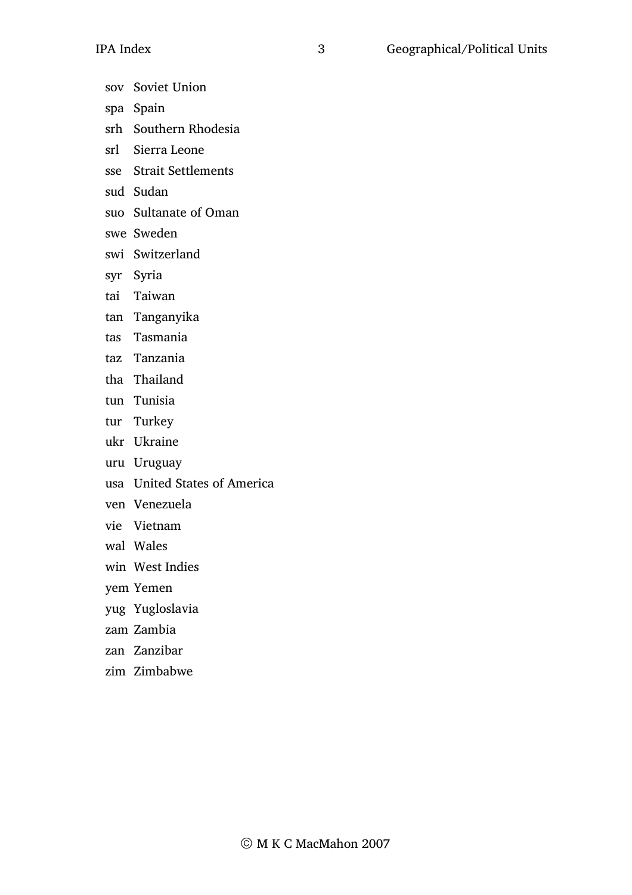sov Soviet Union
spa Spain
srh Southern Rhodesia
srl Sierra Leone
sse Strait Settlements
sud Sudan
suo Sultanate of Oman
swe Sweden
swi Switzerland
syr Syria
tai Taiwan
tan Tanganyika
tas Tasmania
taz Tanzania
tha Thailand
tun Tunisia
tur Turkey
ukr Ukraine
uru Uruguay
usa United States of America
ven Venezuela
vie Vietnam
wal Wales
win West Indies
yem Yemen
yug Yugloslavia
zam Zambia
zan Zanzibar
zim Zimbabwe

© M K C MacMahon 2007